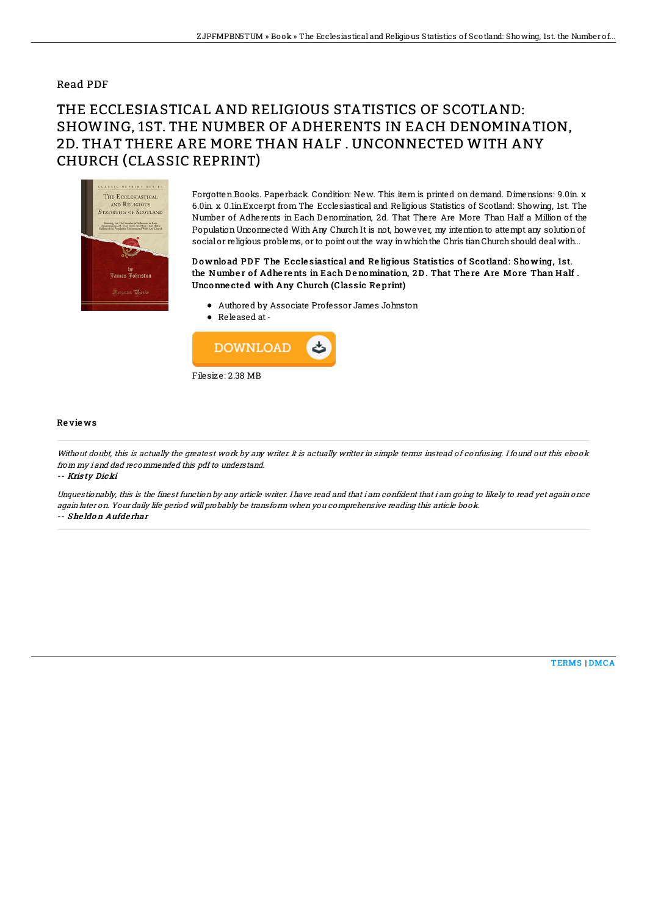Read PDF

# THE ECCLESIASTICAL AND RELIGIOUS STATISTICS OF SCOTLAND: SHOWING, 1ST. THE NUMBER OF ADHERENTS IN EACH DENOMINATION, 2D. THAT THERE ARE MORE THAN HALF . UNCONNECTED WITH ANY CHURCH (CLASSIC REPRINT)

Forgotten Books. Paperback. Condition: New. This item is printed on demand. Dimensions: 9.0in. x 6.0in. x 0.1in.Excerpt from The Ecclesiastical and Religious Statistics of Scotland: Showing, 1st. The Number of Adherents in Each Denomination, 2d. That There Are More Than Half a Million of the Population Unconnected With Any Church It is not, however, my intention to attempt any solution of social or religious problems, or to point out the way in which the Chris tian Church should deal with...

**Download PDF The Ecclesiastical and Religious Statistics of Scotland: Showing, 1st. the Number of Adherents in Each Denomination, 2D. That There Are More Than Half . Unconnected with Any Church (Classic Reprint)**

- Authored by Associate Professor James Johnston
- Released at -

Filesize: 2.38 MB

## Reviews

*Without doubt, this is actually the greatest work by any writer. It is actually writter in simple terms instead of confusing. I found out this ebook from my i and dad recommended this pdf to understand.*

-- ***Kristy Dicki***

*Unquestionably, this is the finest function by any article writer. I have read and that i am confident that i am going to likely to read yet again once again later on. Your daily life period will probably be transform when you comprehensive reading this article book.*

-- ***Sheldon Aufderhar***

TERMS | DMCA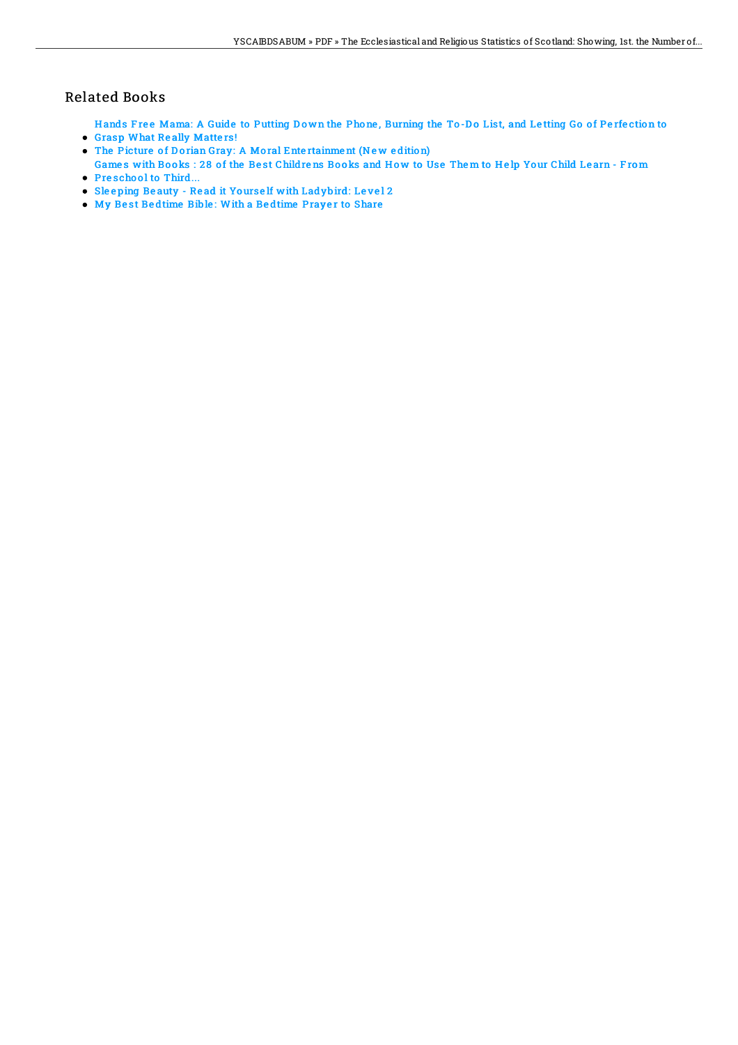## Related Books

- Hands Free Mama: A Guide to Putting Down the Phone, Burning the To-Do List, and Letting Go of Perfection to Grasp What Really Matters!
- The Picture of Dorian Gray: A Moral Entertainment (New edition)
- Games with Books : 28 of the Best Childrens Books and How to Use Them to Help Your Child Learn - From Preschool to Third...
- Sleeping Beauty - Read it Yourself with Ladybird: Level 2
- My Best Bedtime Bible: With a Bedtime Prayer to Share